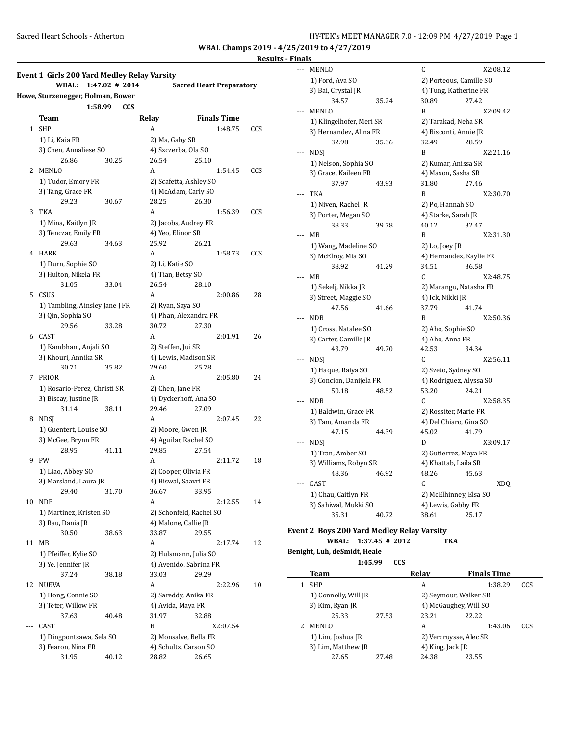WBAL Champs 2019 - 4/25/2019 to 4/27/2019

**Results - Finals**

## Event 1 Girls 200 Yard Medley Relay Varsity

**WBAL: 1:47.02 # 2014 Sacred Heart Preparatory**
**Howe, Sturzenegger, Holman, Bower**
**1:58.99 CCS**

| | Team | Relay | Finals Time | |
|---|---|---|---|---|
| 1 | SHP | A | 1:48.75 | CCS |
| | 1) Li, Kaia FR | 2) Ma, Gaby SR | | |
| | 3) Chen, Annaliese SO | 4) Szczerba, Ola SO | | |
| | 26.86 30.25 | 26.54 25.10 | | |
| 2 | MENLO | A | 1:54.45 | CCS |
| | 1) Tudor, Emory FR | 2) Scafetta, Ashley SO | | |
| | 3) Tang, Grace FR | 4) McAdam, Carly SO | | |
| | 29.23 30.67 | 28.25 26.30 | | |
| 3 | TKA | A | 1:56.39 | CCS |
| | 1) Mina, Kaitlyn JR | 2) Jacobs, Audrey FR | | |
| | 3) Tenczar, Emily FR | 4) Yeo, Elinor SR | | |
| | 29.63 34.63 | 25.92 26.21 | | |
| 4 | HARK | A | 1:58.73 | CCS |
| | 1) Durn, Sophie SO | 2) Li, Katie SO | | |
| | 3) Hulton, Nikela FR | 4) Tian, Betsy SO | | |
| | 31.05 33.04 | 26.54 28.10 | | |
| 5 | CSUS | A | 2:00.86 | 28 |
| | 1) Tambling, Ainsley Jane J FR | 2) Ryan, Saya SO | | |
| | 3) Qin, Sophia SO | 4) Phan, Alexandra FR | | |
| | 29.56 33.28 | 30.72 27.30 | | |
| 6 | CAST | A | 2:01.91 | 26 |
| | 1) Kambham, Anjali SO | 2) Steffen, Jui SR | | |
| | 3) Khouri, Annika SR | 4) Lewis, Madison SR | | |
| | 30.71 35.82 | 29.60 25.78 | | |
| 7 | PRIOR | A | 2:05.80 | 24 |
| | 1) Rosario-Perez, Christi SR | 2) Chen, Jane FR | | |
| | 3) Biscay, Justine JR | 4) Dyckerhoff, Ana SO | | |
| | 31.14 38.11 | 29.46 27.09 | | |
| 8 | NDSJ | A | 2:07.45 | 22 |
| | 1) Guentert, Louise SO | 2) Moore, Gwen JR | | |
| | 3) McGee, Brynn FR | 4) Aguilar, Rachel SO | | |
| | 28.95 41.11 | 29.85 27.54 | | |
| 9 | PW | A | 2:11.72 | 18 |
| | 1) Liao, Abbey SO | 2) Cooper, Olivia FR | | |
| | 3) Marsland, Laura JR | 4) Biswal, Saavri FR | | |
| | 29.40 31.70 | 36.67 33.95 | | |
| 10 | NDB | A | 2:12.55 | 14 |
| | 1) Martinez, Kristen SO | 2) Schonfeld, Rachel SO | | |
| | 3) Rau, Dania JR | 4) Malone, Callie JR | | |
| | 30.50 38.63 | 33.87 29.55 | | |
| 11 | MB | A | 2:17.74 | 12 |
| | 1) Pfeiffer, Kylie SO | 2) Hulsmann, Julia SO | | |
| | 3) Ye, Jennifer JR | 4) Avenido, Sabrina FR | | |
| | 37.24 38.18 | 33.03 29.29 | | |
| 12 | NUEVA | A | 2:22.96 | 10 |
| | 1) Hong, Connie SO | 2) Sareddy, Anika FR | | |
| | 3) Teter, Willow FR | 4) Avida, Maya FR | | |
| | 37.63 40.48 | 31.97 32.88 | | |
| --- | CAST | B | X2:07.54 | |
| | 1) Dingpontsawa, Sela SO | 2) Monsalve, Bella FR | | |
| | 3) Fearon, Nina FR | 4) Schultz, Carson SO | | |
| | 31.95 40.12 | 28.82 26.65 | | |
| --- | MENLO | C | X2:08.12 | |
| | 1) Ford, Ava SO | 2) Porteous, Camille SO | | |
| | 3) Bai, Crystal JR | 4) Tung, Katherine FR | | |
| | 34.57 35.24 | 30.89 27.42 | | |
| --- | MENLO | B | X2:09.42 | |
| | 1) Klingelhofer, Meri SR | 2) Tarakad, Neha SR | | |
| | 3) Hernandez, Alina FR | 4) Bisconti, Annie JR | | |
| | 32.98 35.36 | 32.49 28.59 | | |
| --- | NDSJ | B | X2:21.16 | |
| | 1) Nelson, Sophia SO | 2) Kumar, Anissa SR | | |
| | 3) Grace, Kaileen FR | 4) Mason, Sasha SR | | |
| | 37.97 43.93 | 31.80 27.46 | | |
| --- | TKA | B | X2:30.70 | |
| | 1) Niven, Rachel JR | 2) Po, Hannah SO | | |
| | 3) Porter, Megan SO | 4) Starke, Sarah JR | | |
| | 38.33 39.78 | 40.12 32.47 | | |
| --- | MB | B | X2:31.30 | |
| | 1) Wang, Madeline SO | 2) Lo, Joey JR | | |
| | 3) McElroy, Mia SO | 4) Hernandez, Kaylie FR | | |
| | 38.92 41.29 | 34.51 36.58 | | |
| --- | MB | C | X2:48.75 | |
| | 1) Sekelj, Nikka JR | 2) Marangu, Natasha FR | | |
| | 3) Street, Maggie SO | 4) Ick, Nikki JR | | |
| | 47.56 41.66 | 37.79 41.74 | | |
| --- | NDB | B | X2:50.36 | |
| | 1) Cross, Natalee SO | 2) Aho, Sophie SO | | |
| | 3) Carter, Camille JR | 4) Aho, Anna FR | | |
| | 43.79 49.70 | 42.53 34.34 | | |
| --- | NDSJ | C | X2:56.11 | |
| | 1) Haque, Raiya SO | 2) Szeto, Sydney SO | | |
| | 3) Concion, Danijela FR | 4) Rodriguez, Alyssa SO | | |
| | 50.18 48.52 | 53.20 24.21 | | |
| --- | NDB | C | X2:58.35 | |
| | 1) Baldwin, Grace FR | 2) Rossiter, Marie FR | | |
| | 3) Tam, Amanda FR | 4) Del Chiaro, Gina SO | | |
| | 47.15 44.39 | 45.02 41.79 | | |
| --- | NDSJ | D | X3:09.17 | |
| | 1) Tran, Amber SO | 2) Gutierrez, Maya FR | | |
| | 3) Williams, Robyn SR | 4) Khattab, Laila SR | | |
| | 48.36 46.92 | 48.26 45.63 | | |
| --- | CAST | C | XDQ | |
| | 1) Chau, Caitlyn FR | 2) McElhinney, Elsa SO | | |
| | 3) Sahiwal, Mukki SO | 4) Lewis, Gabby FR | | |
| | 35.31 40.72 | 38.61 25.17 | | |

## Event 2 Boys 200 Yard Medley Relay Varsity

**WBAL: 1:37.45 # 2012 TKA**
**Benight, Luh, deSmidt, Heale**
**1:45.99 CCS**

| | Team | Relay | Finals Time | |
|---|---|---|---|---|
| 1 | SHP | A | 1:38.29 | CCS |
| | 1) Connolly, Will JR | 2) Seymour, Walker SR | | |
| | 3) Kim, Ryan JR | 4) McGaughey, Will SO | | |
| | 25.33 27.53 | 23.21 22.22 | | |
| 2 | MENLO | A | 1:43.06 | CCS |
| | 1) Lim, Joshua JR | 2) Vercruysse, Alec SR | | |
| | 3) Lim, Matthew JR | 4) King, Jack JR | | |
| | 27.65 27.48 | 24.38 23.55 | | |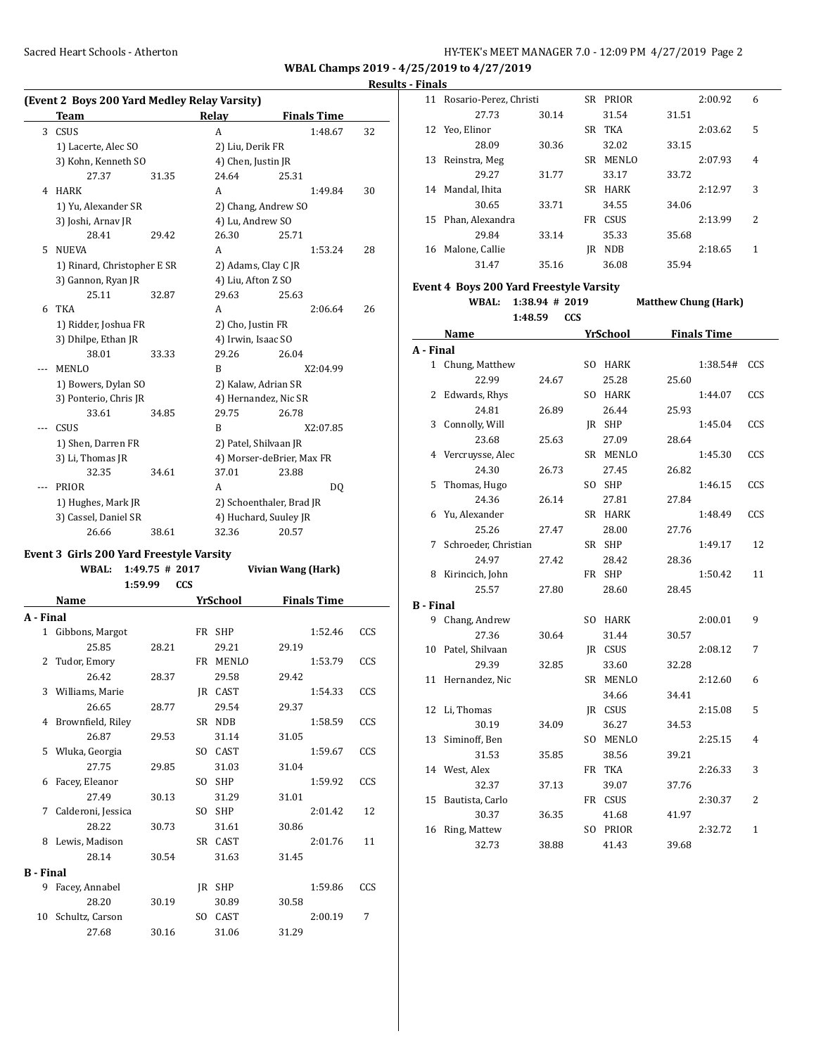**WBAL Champs 2019 - 4/25/2019 to 4/27/2019**

**Results - Finals**

### (Event 2 Boys 200 Yard Medley Relay Varsity)

| | Team | Relay | Finals Time | |
|---|---|---|---|---|
| 3 | CSUS | A | 1:48.67 | 32 |
| | 1) Lacerte, Alec SO | 2) Liu, Derik FR | | |
| | 3) Kohn, Kenneth SO | 4) Chen, Justin JR | | |
| | 27.37 31.35 | 24.64 25.31 | | |
| 4 | HARK | A | 1:49.84 | 30 |
| | 1) Yu, Alexander SR | 2) Chang, Andrew SO | | |
| | 3) Joshi, Arnav JR | 4) Lu, Andrew SO | | |
| | 28.41 29.42 | 26.30 25.71 | | |
| 5 | NUEVA | A | 1:53.24 | 28 |
| | 1) Rinard, Christopher E SR | 2) Adams, Clay C JR | | |
| | 3) Gannon, Ryan JR | 4) Liu, Afton Z SO | | |
| | 25.11 32.87 | 29.63 25.63 | | |
| 6 | TKA | A | 2:06.64 | 26 |
| | 1) Ridder, Joshua FR | 2) Cho, Justin FR | | |
| | 3) Dhilpe, Ethan JR | 4) Irwin, Isaac SO | | |
| | 38.01 33.33 | 29.26 26.04 | | |
| --- | MENLO | B | X2:04.99 | |
| | 1) Bowers, Dylan SO | 2) Kalaw, Adrian SR | | |
| | 3) Ponterio, Chris JR | 4) Hernandez, Nic SR | | |
| | 33.61 34.85 | 29.75 26.78 | | |
| --- | CSUS | B | X2:07.85 | |
| | 1) Shen, Darren FR | 2) Patel, Shilvaan JR | | |
| | 3) Li, Thomas JR | 4) Morser-deBrier, Max FR | | |
| | 32.35 34.61 | 37.01 23.88 | | |
| --- | PRIOR | A | DQ | |
| | 1) Hughes, Mark JR | 2) Schoenthaler, Brad JR | | |
| | 3) Cassel, Daniel SR | 4) Huchard, Suuley JR | | |
| | 26.66 38.61 | 32.36 20.57 | | |

### Event 3 Girls 200 Yard Freestyle Varsity

WBAL: 1:49.75 # 2017 Vivian Wang (Hark)
1:59.99 CCS

| | Name | Yr | School | Finals Time | |
|---|---|---|---|---|---|
| **A - Final** | | | | | |
| 1 | Gibbons, Margot | FR | SHP | 1:52.46 | CCS |
| | 25.85 28.21 29.21 29.19 | | | | |
| 2 | Tudor, Emory | FR | MENLO | 1:53.79 | CCS |
| | 26.42 28.37 29.58 29.42 | | | | |
| 3 | Williams, Marie | JR | CAST | 1:54.33 | CCS |
| | 26.65 28.77 29.54 29.37 | | | | |
| 4 | Brownfield, Riley | SR | NDB | 1:58.59 | CCS |
| | 26.87 29.53 31.14 31.05 | | | | |
| 5 | Wluka, Georgia | SO | CAST | 1:59.67 | CCS |
| | 27.75 29.85 31.03 31.04 | | | | |
| 6 | Facey, Eleanor | SO | SHP | 1:59.92 | CCS |
| | 27.49 30.13 31.29 31.01 | | | | |
| 7 | Calderoni, Jessica | SO | SHP | 2:01.42 | 12 |
| | 28.22 30.73 31.61 30.86 | | | | |
| 8 | Lewis, Madison | SR | CAST | 2:01.76 | 11 |
| | 28.14 30.54 31.63 31.45 | | | | |
| **B - Final** | | | | | |
| 9 | Facey, Annabel | JR | SHP | 1:59.86 | CCS |
| | 28.20 30.19 30.89 30.58 | | | | |
| 10 | Schultz, Carson | SO | CAST | 2:00.19 | 7 |
| | 27.68 30.16 31.06 31.29 | | | | |
| 11 | Rosario-Perez, Christi | SR | PRIOR | 2:00.92 | 6 |
| | 27.73 30.14 31.54 31.51 | | | | |
| 12 | Yeo, Elinor | SR | TKA | 2:03.62 | 5 |
| | 28.09 30.36 32.02 33.15 | | | | |
| 13 | Reinstra, Meg | SR | MENLO | 2:07.93 | 4 |
| | 29.27 31.77 33.17 33.72 | | | | |
| 14 | Mandal, Ihita | SR | HARK | 2:12.97 | 3 |
| | 30.65 33.71 34.55 34.06 | | | | |
| 15 | Phan, Alexandra | FR | CSUS | 2:13.99 | 2 |
| | 29.84 33.14 35.33 35.68 | | | | |
| 16 | Malone, Callie | JR | NDB | 2:18.65 | 1 |
| | 31.47 35.16 36.08 35.94 | | | | |

### Event 4 Boys 200 Yard Freestyle Varsity

WBAL: 1:38.94 # 2019 Matthew Chung (Hark)
1:48.59 CCS

| | Name | Yr | School | Finals Time | |
|---|---|---|---|---|---|
| **A - Final** | | | | | |
| 1 | Chung, Matthew | SO | HARK | 1:38.54# | CCS |
| | 22.99 24.67 25.28 25.60 | | | | |
| 2 | Edwards, Rhys | SO | HARK | 1:44.07 | CCS |
| | 24.81 26.89 26.44 25.93 | | | | |
| 3 | Connolly, Will | JR | SHP | 1:45.04 | CCS |
| | 23.68 25.63 27.09 28.64 | | | | |
| 4 | Vercruysse, Alec | SR | MENLO | 1:45.30 | CCS |
| | 24.30 26.73 27.45 26.82 | | | | |
| 5 | Thomas, Hugo | SO | SHP | 1:46.15 | CCS |
| | 24.36 26.14 27.81 27.84 | | | | |
| 6 | Yu, Alexander | SR | HARK | 1:48.49 | CCS |
| | 25.26 27.47 28.00 27.76 | | | | |
| 7 | Schroeder, Christian | SR | SHP | 1:49.17 | 12 |
| | 24.97 27.42 28.42 28.36 | | | | |
| 8 | Kirincich, John | FR | SHP | 1:50.42 | 11 |
| | 25.57 27.80 28.60 28.45 | | | | |
| **B - Final** | | | | | |
| 9 | Chang, Andrew | SO | HARK | 2:00.01 | 9 |
| | 27.36 30.64 31.44 30.57 | | | | |
| 10 | Patel, Shilvaan | JR | CSUS | 2:08.12 | 7 |
| | 29.39 32.85 33.60 32.28 | | | | |
| 11 | Hernandez, Nic | SR | MENLO | 2:12.60 | 6 |
| | 34.66 34.41 | | | | |
| 12 | Li, Thomas | JR | CSUS | 2:15.08 | 5 |
| | 30.19 34.09 36.27 34.53 | | | | |
| 13 | Siminoff, Ben | SO | MENLO | 2:25.15 | 4 |
| | 31.53 35.85 38.56 39.21 | | | | |
| 14 | West, Alex | FR | TKA | 2:26.33 | 3 |
| | 32.37 37.13 39.07 37.76 | | | | |
| 15 | Bautista, Carlo | FR | CSUS | 2:30.37 | 2 |
| | 30.37 36.35 41.68 41.97 | | | | |
| 16 | Ring, Mattew | SO | PRIOR | 2:32.72 | 1 |
| | 32.73 38.88 41.43 39.68 | | | | |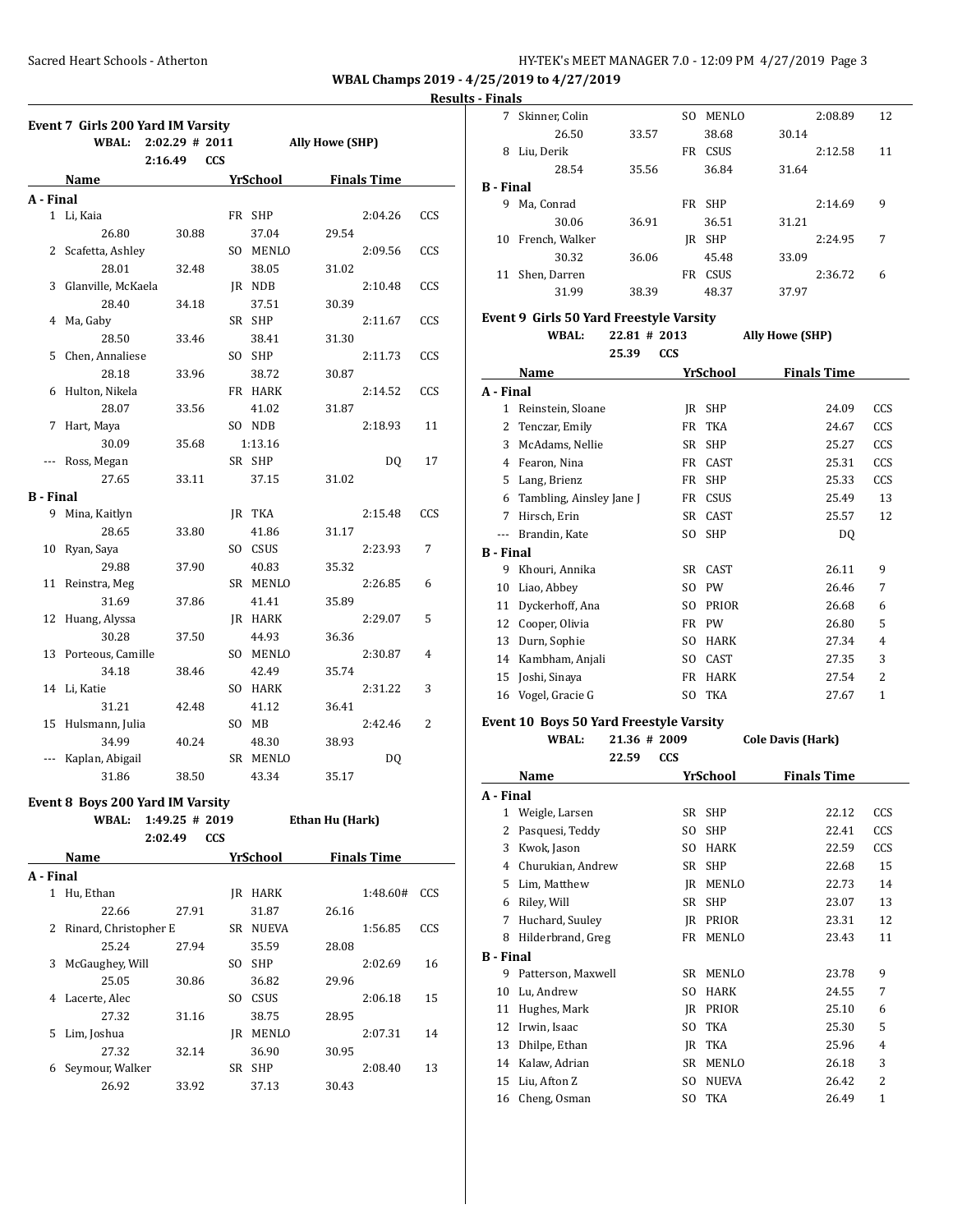**WBAL Champs 2019 - 4/25/2019 to 4/27/2019**

**Results - Finals**

## Event 7 Girls 200 Yard IM Varsity

WBAL: 2:02.29 # 2011 Ally Howe (SHP)
2:16.49 CCS

| | Name | Yr | School | Finals Time | |
|---|---|---|---|---|---|
| **A - Final** | | | | | |
| 1 | Li, Kaia | FR | SHP | 2:04.26 | CCS |
| | 26.80 30.88 37.04 29.54 | | | | |
| 2 | Scafetta, Ashley | SO | MENLO | 2:09.56 | CCS |
| | 28.01 32.48 38.05 31.02 | | | | |
| 3 | Glanville, McKaela | JR | NDB | 2:10.48 | CCS |
| | 28.40 34.18 37.51 30.39 | | | | |
| 4 | Ma, Gaby | SR | SHP | 2:11.67 | CCS |
| | 28.50 33.46 38.41 31.30 | | | | |
| 5 | Chen, Annaliese | SO | SHP | 2:11.73 | CCS |
| | 28.18 33.96 38.72 30.87 | | | | |
| 6 | Hulton, Nikela | FR | HARK | 2:14.52 | CCS |
| | 28.07 33.56 41.02 31.87 | | | | |
| 7 | Hart, Maya | SO | NDB | 2:18.93 | 11 |
| | 30.09 35.68 1:13.16 | | | | |
| --- | Ross, Megan | SR | SHP | DQ | 17 |
| | 27.65 33.11 37.15 31.02 | | | | |
| **B - Final** | | | | | |
| 9 | Mina, Kaitlyn | JR | TKA | 2:15.48 | CCS |
| | 28.65 33.80 41.86 31.17 | | | | |
| 10 | Ryan, Saya | SO | CSUS | 2:23.93 | 7 |
| | 29.88 37.90 40.83 35.32 | | | | |
| 11 | Reinstra, Meg | SR | MENLO | 2:26.85 | 6 |
| | 31.69 37.86 41.41 35.89 | | | | |
| 12 | Huang, Alyssa | JR | HARK | 2:29.07 | 5 |
| | 30.28 37.50 44.93 36.36 | | | | |
| 13 | Porteous, Camille | SO | MENLO | 2:30.87 | 4 |
| | 34.18 38.46 42.49 35.74 | | | | |
| 14 | Li, Katie | SO | HARK | 2:31.22 | 3 |
| | 31.21 42.48 41.12 36.41 | | | | |
| 15 | Hulsmann, Julia | SO | MB | 2:42.46 | 2 |
| | 34.99 40.24 48.30 38.93 | | | | |
| --- | Kaplan, Abigail | SR | MENLO | DQ | |
| | 31.86 38.50 43.34 35.17 | | | | |

## Event 8 Boys 200 Yard IM Varsity

WBAL: 1:49.25 # 2019 Ethan Hu (Hark)
2:02.49 CCS

| | Name | Yr | School | Finals Time | |
|---|---|---|---|---|---|
| **A - Final** | | | | | |
| 1 | Hu, Ethan | JR | HARK | 1:48.60# | CCS |
| | 22.66 27.91 31.87 26.16 | | | | |
| 2 | Rinard, Christopher E | SR | NUEVA | 1:56.85 | CCS |
| | 25.24 27.94 35.59 28.08 | | | | |
| 3 | McGaughey, Will | SO | SHP | 2:02.69 | 16 |
| | 25.05 30.86 36.82 29.96 | | | | |
| 4 | Lacerte, Alec | SO | CSUS | 2:06.18 | 15 |
| | 27.32 31.16 38.75 28.95 | | | | |
| 5 | Lim, Joshua | JR | MENLO | 2:07.31 | 14 |
| | 27.32 32.14 36.90 30.95 | | | | |
| 6 | Seymour, Walker | SR | SHP | 2:08.40 | 13 |
| | 26.92 33.92 37.13 30.43 | | | | |
| 7 | Skinner, Colin | SO | MENLO | 2:08.89 | 12 |
| | 26.50 33.57 38.68 30.14 | | | | |
| 8 | Liu, Derik | FR | CSUS | 2:12.58 | 11 |
| | 28.54 35.56 36.84 31.64 | | | | |
| **B - Final** | | | | | |
| 9 | Ma, Conrad | FR | SHP | 2:14.69 | 9 |
| | 30.06 36.91 36.51 31.21 | | | | |
| 10 | French, Walker | JR | SHP | 2:24.95 | 7 |
| | 30.32 36.06 45.48 33.09 | | | | |
| 11 | Shen, Darren | FR | CSUS | 2:36.72 | 6 |
| | 31.99 38.39 48.37 37.97 | | | | |

## Event 9 Girls 50 Yard Freestyle Varsity

WBAL: 22.81 # 2013 Ally Howe (SHP)
25.39 CCS

| | Name | Yr | School | Finals Time | |
|---|---|---|---|---|---|
| **A - Final** | | | | | |
| 1 | Reinstein, Sloane | JR | SHP | 24.09 | CCS |
| 2 | Tenczar, Emily | FR | TKA | 24.67 | CCS |
| 3 | McAdams, Nellie | SR | SHP | 25.27 | CCS |
| 4 | Fearon, Nina | FR | CAST | 25.31 | CCS |
| 5 | Lang, Brienz | FR | SHP | 25.33 | CCS |
| 6 | Tambling, Ainsley Jane J | FR | CSUS | 25.49 | 13 |
| 7 | Hirsch, Erin | SR | CAST | 25.57 | 12 |
| --- | Brandin, Kate | SO | SHP | DQ | |
| **B - Final** | | | | | |
| 9 | Khouri, Annika | SR | CAST | 26.11 | 9 |
| 10 | Liao, Abbey | SO | PW | 26.46 | 7 |
| 11 | Dyckerhoff, Ana | SO | PRIOR | 26.68 | 6 |
| 12 | Cooper, Olivia | FR | PW | 26.80 | 5 |
| 13 | Durn, Sophie | SO | HARK | 27.34 | 4 |
| 14 | Kambham, Anjali | SO | CAST | 27.35 | 3 |
| 15 | Joshi, Sinaya | FR | HARK | 27.54 | 2 |
| 16 | Vogel, Gracie G | SO | TKA | 27.67 | 1 |

## Event 10 Boys 50 Yard Freestyle Varsity

WBAL: 21.36 # 2009 Cole Davis (Hark)
22.59 CCS

| | Name | Yr | School | Finals Time | |
|---|---|---|---|---|---|
| **A - Final** | | | | | |
| 1 | Weigle, Larsen | SR | SHP | 22.12 | CCS |
| 2 | Pasquesi, Teddy | SO | SHP | 22.41 | CCS |
| 3 | Kwok, Jason | SO | HARK | 22.59 | CCS |
| 4 | Churukian, Andrew | SR | SHP | 22.68 | 15 |
| 5 | Lim, Matthew | JR | MENLO | 22.73 | 14 |
| 6 | Riley, Will | SR | SHP | 23.07 | 13 |
| 7 | Huchard, Suuley | JR | PRIOR | 23.31 | 12 |
| 8 | Hilderbrand, Greg | FR | MENLO | 23.43 | 11 |
| **B - Final** | | | | | |
| 9 | Patterson, Maxwell | SR | MENLO | 23.78 | 9 |
| 10 | Lu, Andrew | SO | HARK | 24.55 | 7 |
| 11 | Hughes, Mark | JR | PRIOR | 25.10 | 6 |
| 12 | Irwin, Isaac | SO | TKA | 25.30 | 5 |
| 13 | Dhilpe, Ethan | JR | TKA | 25.96 | 4 |
| 14 | Kalaw, Adrian | SR | MENLO | 26.18 | 3 |
| 15 | Liu, Afton Z | SO | NUEVA | 26.42 | 2 |
| 16 | Cheng, Osman | SO | TKA | 26.49 | 1 |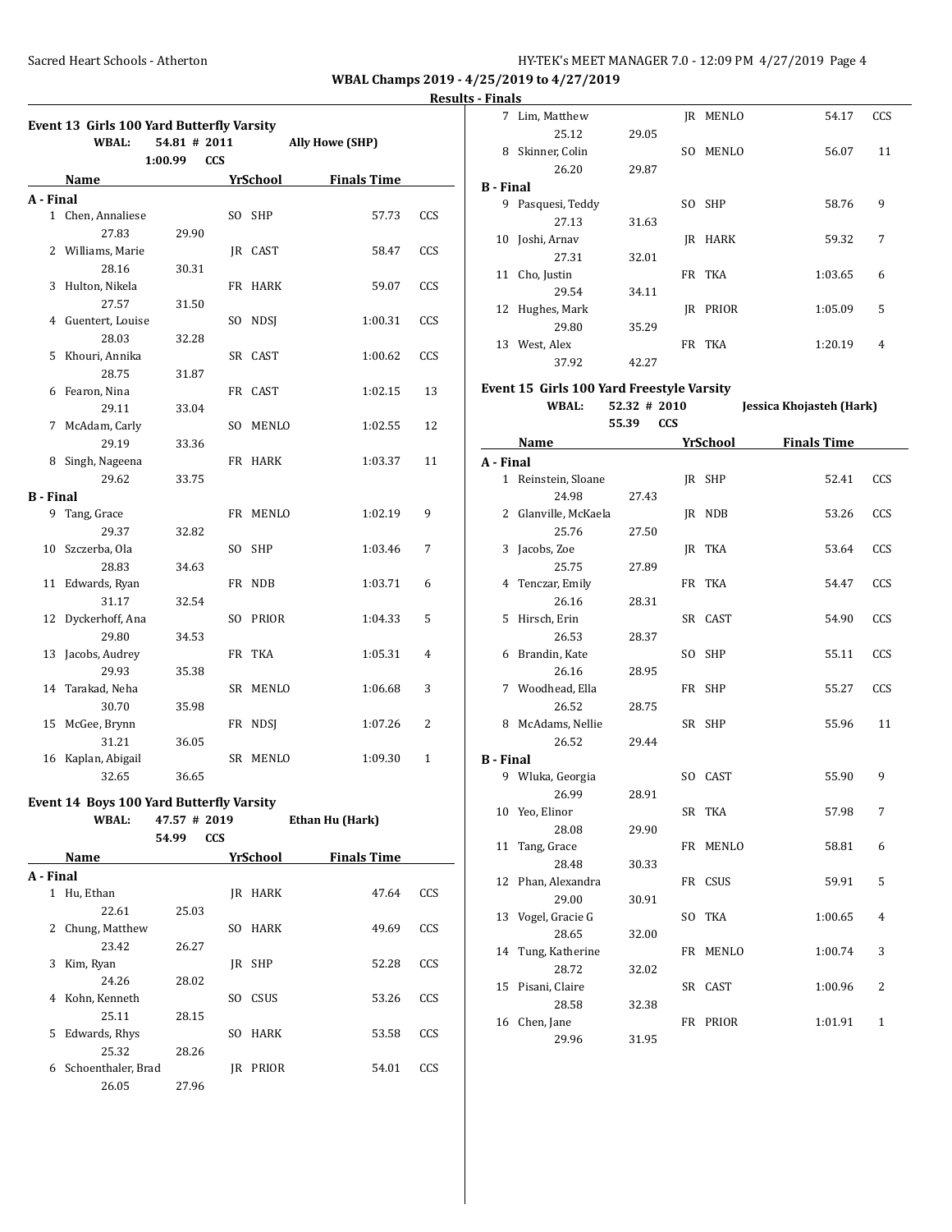**WBAL Champs 2019 - 4/25/2019 to 4/27/2019**

**Results - Finals**

### Event 13 Girls 100 Yard Butterfly Varsity

WBAL: 54.81 # 2011 Ally Howe (SHP)
1:00.99 CCS

| | Name | Yr | School | Finals Time | |
|---|---|---|---|---|---|
| **A - Final** | | | | | |
| 1 | Chen, Annaliese | SO | SHP | 57.73 | CCS |
| | 27.83 29.90 | | | | |
| 2 | Williams, Marie | JR | CAST | 58.47 | CCS |
| | 28.16 30.31 | | | | |
| 3 | Hulton, Nikela | FR | HARK | 59.07 | CCS |
| | 27.57 31.50 | | | | |
| 4 | Guentert, Louise | SO | NDSJ | 1:00.31 | CCS |
| | 28.03 32.28 | | | | |
| 5 | Khouri, Annika | SR | CAST | 1:00.62 | CCS |
| | 28.75 31.87 | | | | |
| 6 | Fearon, Nina | FR | CAST | 1:02.15 | 13 |
| | 29.11 33.04 | | | | |
| 7 | McAdam, Carly | SO | MENLO | 1:02.55 | 12 |
| | 29.19 33.36 | | | | |
| 8 | Singh, Nageena | FR | HARK | 1:03.37 | 11 |
| | 29.62 33.75 | | | | |
| **B - Final** | | | | | |
| 9 | Tang, Grace | FR | MENLO | 1:02.19 | 9 |
| | 29.37 32.82 | | | | |
| 10 | Szczerba, Ola | SO | SHP | 1:03.46 | 7 |
| | 28.83 34.63 | | | | |
| 11 | Edwards, Ryan | FR | NDB | 1:03.71 | 6 |
| | 31.17 32.54 | | | | |
| 12 | Dyckerhoff, Ana | SO | PRIOR | 1:04.33 | 5 |
| | 29.80 34.53 | | | | |
| 13 | Jacobs, Audrey | FR | TKA | 1:05.31 | 4 |
| | 29.93 35.38 | | | | |
| 14 | Tarakad, Neha | SR | MENLO | 1:06.68 | 3 |
| | 30.70 35.98 | | | | |
| 15 | McGee, Brynn | FR | NDSJ | 1:07.26 | 2 |
| | 31.21 36.05 | | | | |
| 16 | Kaplan, Abigail | SR | MENLO | 1:09.30 | 1 |
| | 32.65 36.65 | | | | |

### Event 14 Boys 100 Yard Butterfly Varsity

WBAL: 47.57 # 2019 Ethan Hu (Hark)
54.99 CCS

| | Name | Yr | School | Finals Time | |
|---|---|---|---|---|---|
| **A - Final** | | | | | |
| 1 | Hu, Ethan | JR | HARK | 47.64 | CCS |
| | 22.61 25.03 | | | | |
| 2 | Chung, Matthew | SO | HARK | 49.69 | CCS |
| | 23.42 26.27 | | | | |
| 3 | Kim, Ryan | JR | SHP | 52.28 | CCS |
| | 24.26 28.02 | | | | |
| 4 | Kohn, Kenneth | SO | CSUS | 53.26 | CCS |
| | 25.11 28.15 | | | | |
| 5 | Edwards, Rhys | SO | HARK | 53.58 | CCS |
| | 25.32 28.26 | | | | |
| 6 | Schoenthaler, Brad | JR | PRIOR | 54.01 | CCS |
| | 26.05 27.96 | | | | |
| 7 | Lim, Matthew | JR | MENLO | 54.17 | CCS |
| | 25.12 29.05 | | | | |
| 8 | Skinner, Colin | SO | MENLO | 56.07 | 11 |
| | 26.20 29.87 | | | | |
| **B - Final** | | | | | |
| 9 | Pasquesi, Teddy | SO | SHP | 58.76 | 9 |
| | 27.13 31.63 | | | | |
| 10 | Joshi, Arnav | JR | HARK | 59.32 | 7 |
| | 27.31 32.01 | | | | |
| 11 | Cho, Justin | FR | TKA | 1:03.65 | 6 |
| | 29.54 34.11 | | | | |
| 12 | Hughes, Mark | JR | PRIOR | 1:05.09 | 5 |
| | 29.80 35.29 | | | | |
| 13 | West, Alex | FR | TKA | 1:20.19 | 4 |
| | 37.92 42.27 | | | | |

### Event 15 Girls 100 Yard Freestyle Varsity

WBAL: 52.32 # 2010 Jessica Khojasteh (Hark)
55.39 CCS

| | Name | Yr | School | Finals Time | |
|---|---|---|---|---|---|
| **A - Final** | | | | | |
| 1 | Reinstein, Sloane | JR | SHP | 52.41 | CCS |
| | 24.98 27.43 | | | | |
| 2 | Glanville, McKaela | JR | NDB | 53.26 | CCS |
| | 25.76 27.50 | | | | |
| 3 | Jacobs, Zoe | JR | TKA | 53.64 | CCS |
| | 25.75 27.89 | | | | |
| 4 | Tenczar, Emily | FR | TKA | 54.47 | CCS |
| | 26.16 28.31 | | | | |
| 5 | Hirsch, Erin | SR | CAST | 54.90 | CCS |
| | 26.53 28.37 | | | | |
| 6 | Brandin, Kate | SO | SHP | 55.11 | CCS |
| | 26.16 28.95 | | | | |
| 7 | Woodhead, Ella | FR | SHP | 55.27 | CCS |
| | 26.52 28.75 | | | | |
| 8 | McAdams, Nellie | SR | SHP | 55.96 | 11 |
| | 26.52 29.44 | | | | |
| **B - Final** | | | | | |
| 9 | Wluka, Georgia | SO | CAST | 55.90 | 9 |
| | 26.99 28.91 | | | | |
| 10 | Yeo, Elinor | SR | TKA | 57.98 | 7 |
| | 28.08 29.90 | | | | |
| 11 | Tang, Grace | FR | MENLO | 58.81 | 6 |
| | 28.48 30.33 | | | | |
| 12 | Phan, Alexandra | FR | CSUS | 59.91 | 5 |
| | 29.00 30.91 | | | | |
| 13 | Vogel, Gracie G | SO | TKA | 1:00.65 | 4 |
| | 28.65 32.00 | | | | |
| 14 | Tung, Katherine | FR | MENLO | 1:00.74 | 3 |
| | 28.72 32.02 | | | | |
| 15 | Pisani, Claire | SR | CAST | 1:00.96 | 2 |
| | 28.58 32.38 | | | | |
| 16 | Chen, Jane | FR | PRIOR | 1:01.91 | 1 |
| | 29.96 31.95 | | | | |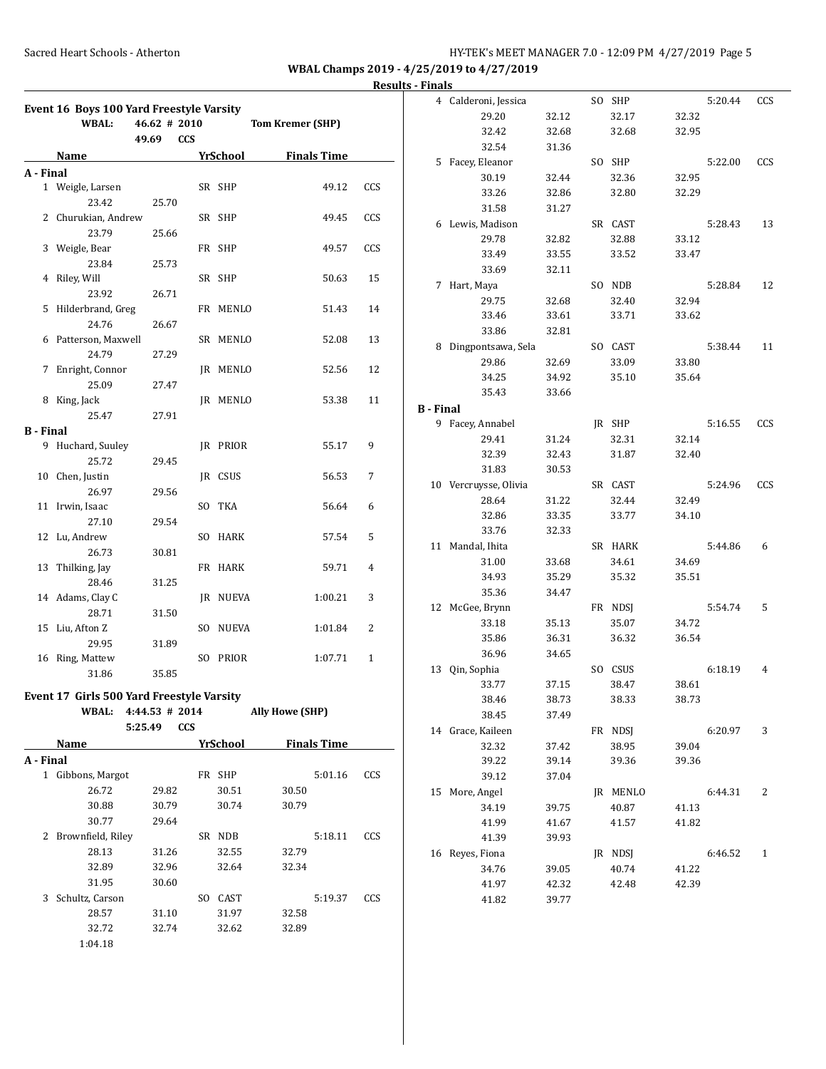WBAL Champs 2019 - 4/25/2019 to 4/27/2019

**Results - Finals**

## Event 16 Boys 100 Yard Freestyle Varsity

WBAL: 46.62 # 2010 Tom Kremer (SHP)

49.69 CCS

| Place | Name | Yr | School | Finals Time | Points |
|---|---|---|---|---|---|
| **A - Final** | | | | | |
| 1 | Weigle, Larsen | SR | SHP | 49.12 | CCS |
| | 23.42 25.70 | | | | |
| 2 | Churukian, Andrew | SR | SHP | 49.45 | CCS |
| | 23.79 25.66 | | | | |
| 3 | Weigle, Bear | FR | SHP | 49.57 | CCS |
| | 23.84 25.73 | | | | |
| 4 | Riley, Will | SR | SHP | 50.63 | 15 |
| | 23.92 26.71 | | | | |
| 5 | Hilderbrand, Greg | FR | MENLO | 51.43 | 14 |
| | 24.76 26.67 | | | | |
| 6 | Patterson, Maxwell | SR | MENLO | 52.08 | 13 |
| | 24.79 27.29 | | | | |
| 7 | Enright, Connor | JR | MENLO | 52.56 | 12 |
| | 25.09 27.47 | | | | |
| 8 | King, Jack | JR | MENLO | 53.38 | 11 |
| | 25.47 27.91 | | | | |
| **B - Final** | | | | | |
| 9 | Huchard, Suuley | JR | PRIOR | 55.17 | 9 |
| | 25.72 29.45 | | | | |
| 10 | Chen, Justin | JR | CSUS | 56.53 | 7 |
| | 26.97 29.56 | | | | |
| 11 | Irwin, Isaac | SO | TKA | 56.64 | 6 |
| | 27.10 29.54 | | | | |
| 12 | Lu, Andrew | SO | HARK | 57.54 | 5 |
| | 26.73 30.81 | | | | |
| 13 | Thilking, Jay | FR | HARK | 59.71 | 4 |
| | 28.46 31.25 | | | | |
| 14 | Adams, Clay C | JR | NUEVA | 1:00.21 | 3 |
| | 28.71 31.50 | | | | |
| 15 | Liu, Afton Z | SO | NUEVA | 1:01.84 | 2 |
| | 29.95 31.89 | | | | |
| 16 | Ring, Mattew | SO | PRIOR | 1:07.71 | 1 |
| | 31.86 35.85 | | | | |

## Event 17 Girls 500 Yard Freestyle Varsity

WBAL: 4:44.53 # 2014 Ally Howe (SHP)

5:25.49 CCS

| Place | Name | Yr | School | Finals Time | Points |
|---|---|---|---|---|---|
| **A - Final** | | | | | |
| 1 | Gibbons, Margot | FR | SHP | 5:01.16 | CCS |
| | 26.72 29.82 30.51 30.50 30.88 30.79 30.74 30.79 30.77 29.64 | | | | |
| 2 | Brownfield, Riley | SR | NDB | 5:18.11 | CCS |
| | 28.13 31.26 32.55 32.79 32.89 32.96 32.64 32.34 31.95 30.60 | | | | |
| 3 | Schultz, Carson | SO | CAST | 5:19.37 | CCS |
| | 28.57 31.10 31.97 32.58 32.72 32.74 32.62 32.89 1:04.18 | | | | |
| 4 | Calderoni, Jessica | SO | SHP | 5:20.44 | CCS |
| | 29.20 32.12 32.17 32.32 32.42 32.68 32.68 32.95 32.54 31.36 | | | | |
| 5 | Facey, Eleanor | SO | SHP | 5:22.00 | CCS |
| | 30.19 32.44 32.36 32.95 33.26 32.86 32.80 32.29 31.58 31.27 | | | | |
| 6 | Lewis, Madison | SR | CAST | 5:28.43 | 13 |
| | 29.78 32.82 32.88 33.12 33.49 33.55 33.52 33.47 33.69 32.11 | | | | |
| 7 | Hart, Maya | SO | NDB | 5:28.84 | 12 |
| | 29.75 32.68 32.40 32.94 33.46 33.61 33.71 33.62 33.86 32.81 | | | | |
| 8 | Dingpontsawa, Sela | SO | CAST | 5:38.44 | 11 |
| | 29.86 32.69 33.09 33.80 34.25 34.92 35.10 35.64 35.43 33.66 | | | | |
| **B - Final** | | | | | |
| 9 | Facey, Annabel | JR | SHP | 5:16.55 | CCS |
| | 29.41 31.24 32.31 32.14 32.39 32.43 31.87 32.40 31.83 30.53 | | | | |
| 10 | Vercruysse, Olivia | SR | CAST | 5:24.96 | CCS |
| | 28.64 31.22 32.44 32.49 32.86 33.35 33.77 34.10 33.76 32.33 | | | | |
| 11 | Mandal, Ihita | SR | HARK | 5:44.86 | 6 |
| | 31.00 33.68 34.61 34.69 34.93 35.29 35.32 35.51 35.36 34.47 | | | | |
| 12 | McGee, Brynn | FR | NDSJ | 5:54.74 | 5 |
| | 33.18 35.13 35.07 34.72 35.86 36.31 36.32 36.54 36.96 34.65 | | | | |
| 13 | Qin, Sophia | SO | CSUS | 6:18.19 | 4 |
| | 33.77 37.15 38.47 38.61 38.46 38.73 38.33 38.73 38.45 37.49 | | | | |
| 14 | Grace, Kaileen | FR | NDSJ | 6:20.97 | 3 |
| | 32.32 37.42 38.95 39.04 39.22 39.14 39.36 39.36 39.12 37.04 | | | | |
| 15 | More, Angel | JR | MENLO | 6:44.31 | 2 |
| | 34.19 39.75 40.87 41.13 41.99 41.67 41.57 41.82 41.39 39.93 | | | | |
| 16 | Reyes, Fiona | JR | NDSJ | 6:46.52 | 1 |
| | 34.76 39.05 40.74 41.22 41.97 42.32 42.48 42.39 41.82 39.77 | | | | |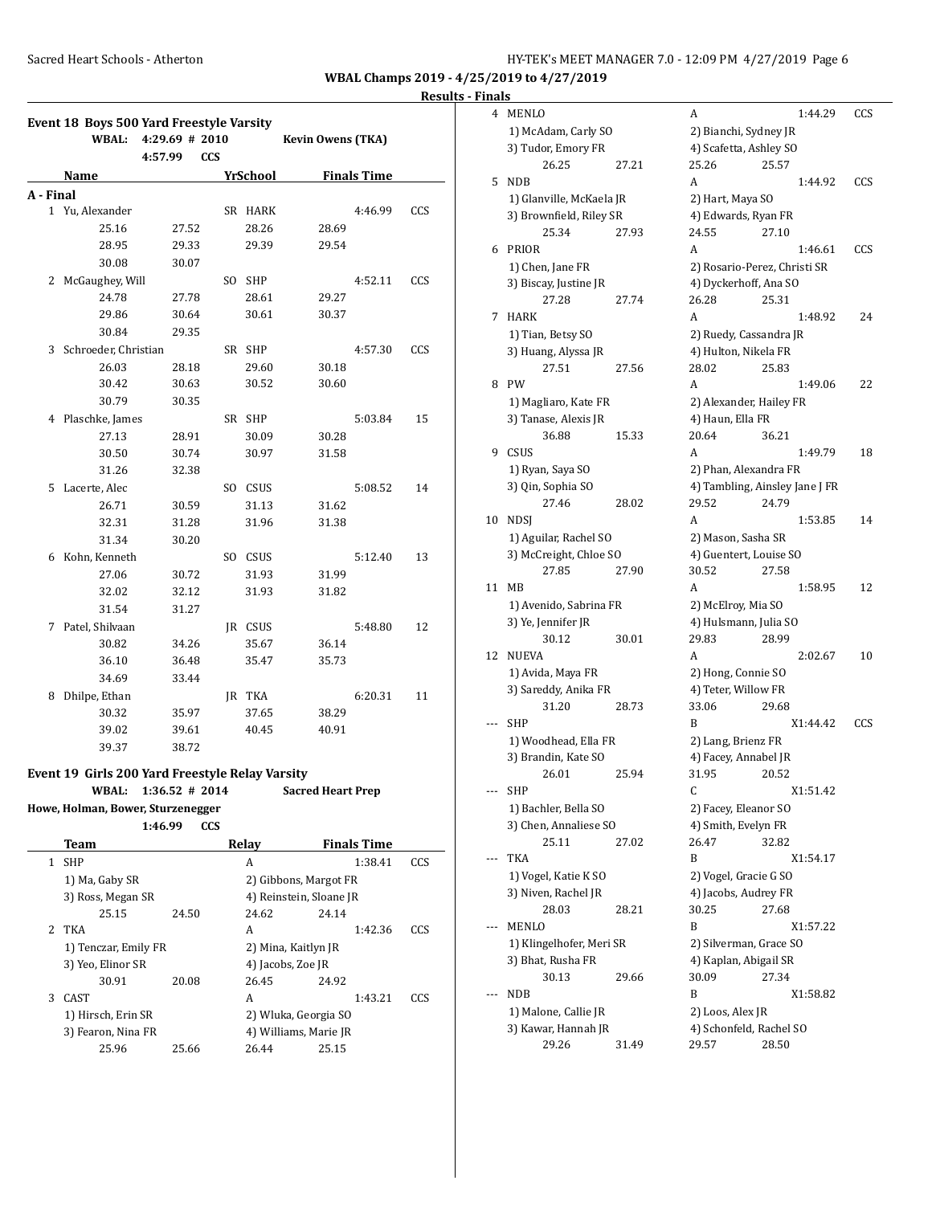**WBAL Champs 2019 - 4/25/2019 to 4/27/2019**

**Results - Finals**

### Event 18 Boys 500 Yard Freestyle Varsity

WBAL: 4:29.69 # 2010 Kevin Owens (TKA)
4:57.99 CCS

| | Name | Yr | School | Finals Time | |
|---|---|---|---|---|---|
| **A - Final** | | | | | |
| 1 | Yu, Alexander | SR | HARK | 4:46.99 | CCS |
| | 25.16 27.52 28.26 28.69 | | | | |
| | 28.95 29.33 29.39 29.54 | | | | |
| | 30.08 30.07 | | | | |
| 2 | McGaughey, Will | SO | SHP | 4:52.11 | CCS |
| | 24.78 27.78 28.61 29.27 | | | | |
| | 29.86 30.64 30.61 30.37 | | | | |
| | 30.84 29.35 | | | | |
| 3 | Schroeder, Christian | SR | SHP | 4:57.30 | CCS |
| | 26.03 28.18 29.60 30.18 | | | | |
| | 30.42 30.63 30.52 30.60 | | | | |
| | 30.79 30.35 | | | | |
| 4 | Plaschke, James | SR | SHP | 5:03.84 | 15 |
| | 27.13 28.91 30.09 30.28 | | | | |
| | 30.50 30.74 30.97 31.58 | | | | |
| | 31.26 32.38 | | | | |
| 5 | Lacerte, Alec | SO | CSUS | 5:08.52 | 14 |
| | 26.71 30.59 31.13 31.62 | | | | |
| | 32.31 31.28 31.96 31.38 | | | | |
| | 31.34 30.20 | | | | |
| 6 | Kohn, Kenneth | SO | CSUS | 5:12.40 | 13 |
| | 27.06 30.72 31.93 31.99 | | | | |
| | 32.02 32.12 31.93 31.82 | | | | |
| | 31.54 31.27 | | | | |
| 7 | Patel, Shilvaan | JR | CSUS | 5:48.80 | 12 |
| | 30.82 34.26 35.67 36.14 | | | | |
| | 36.10 36.48 35.47 35.73 | | | | |
| | 34.69 33.44 | | | | |
| 8 | Dhilpe, Ethan | JR | TKA | 6:20.31 | 11 |
| | 30.32 35.97 37.65 38.29 | | | | |
| | 39.02 39.61 40.45 40.91 | | | | |
| | 39.37 38.72 | | | | |

### Event 19 Girls 200 Yard Freestyle Relay Varsity

WBAL: 1:36.52 # 2014 Sacred Heart Prep
Howe, Holman, Bower, Sturzenegger
1:46.99 CCS

| | Team | Relay | Finals Time | |
|---|---|---|---|---|
| 1 | SHP | A | 1:38.41 | CCS |
| | 1) Ma, Gaby SR; 2) Gibbons, Margot FR; 3) Ross, Megan SR; 4) Reinstein, Sloane JR | | | |
| | 25.15 24.50 24.62 24.14 | | | |
| 2 | TKA | A | 1:42.36 | CCS |
| | 1) Tenczar, Emily FR; 2) Mina, Kaitlyn JR; 3) Yeo, Elinor SR; 4) Jacobs, Zoe JR | | | |
| | 30.91 20.08 26.45 24.92 | | | |
| 3 | CAST | A | 1:43.21 | CCS |
| | 1) Hirsch, Erin SR; 2) Wluka, Georgia SO; 3) Fearon, Nina FR; 4) Williams, Marie JR | | | |
| | 25.96 25.66 26.44 25.15 | | | |
| 4 | MENLO | A | 1:44.29 | CCS |
| | 1) McAdam, Carly SO; 2) Bianchi, Sydney JR; 3) Tudor, Emory FR; 4) Scafetta, Ashley SO | | | |
| | 26.25 27.21 25.26 25.57 | | | |
| 5 | NDB | A | 1:44.92 | CCS |
| | 1) Glanville, McKaela JR; 2) Hart, Maya SO; 3) Brownfield, Riley SR; 4) Edwards, Ryan FR | | | |
| | 25.34 27.93 24.55 27.10 | | | |
| 6 | PRIOR | A | 1:46.61 | CCS |
| | 1) Chen, Jane FR; 2) Rosario-Perez, Christi SR; 3) Biscay, Justine JR; 4) Dyckerhoff, Ana SO | | | |
| | 27.28 27.74 26.28 25.31 | | | |
| 7 | HARK | A | 1:48.92 | 24 |
| | 1) Tian, Betsy SO; 2) Ruedy, Cassandra JR; 3) Huang, Alyssa JR; 4) Hulton, Nikela FR | | | |
| | 27.51 27.56 28.02 25.83 | | | |
| 8 | PW | A | 1:49.06 | 22 |
| | 1) Magliaro, Kate FR; 2) Alexander, Hailey FR; 3) Tanase, Alexis JR; 4) Haun, Ella FR | | | |
| | 36.88 15.33 20.64 36.21 | | | |
| 9 | CSUS | A | 1:49.79 | 18 |
| | 1) Ryan, Saya SO; 2) Phan, Alexandra FR; 3) Qin, Sophia SO; 4) Tambling, Ainsley Jane J FR | | | |
| | 27.46 28.02 29.52 24.79 | | | |
| 10 | NDSJ | A | 1:53.85 | 14 |
| | 1) Aguilar, Rachel SO; 2) Mason, Sasha SR; 3) McCreight, Chloe SO; 4) Guentert, Louise SO | | | |
| | 27.85 27.90 30.52 27.58 | | | |
| 11 | MB | A | 1:58.95 | 12 |
| | 1) Avenido, Sabrina FR; 2) McElroy, Mia SO; 3) Ye, Jennifer JR; 4) Hulsmann, Julia SO | | | |
| | 30.12 30.01 29.83 28.99 | | | |
| 12 | NUEVA | A | 2:02.67 | 10 |
| | 1) Avida, Maya FR; 2) Hong, Connie SO; 3) Sareddy, Anika FR; 4) Teter, Willow FR | | | |
| | 31.20 28.73 33.06 29.68 | | | |
| --- | SHP | B | X1:44.42 | CCS |
| | 1) Woodhead, Ella FR; 2) Lang, Brienz FR; 3) Brandin, Kate SO; 4) Facey, Annabel JR | | | |
| | 26.01 25.94 31.95 20.52 | | | |
| --- | SHP | C | X1:51.42 | |
| | 1) Bachler, Bella SO; 2) Facey, Eleanor SO; 3) Chen, Annaliese SO; 4) Smith, Evelyn FR | | | |
| | 25.11 27.02 26.47 32.82 | | | |
| --- | TKA | B | X1:54.17 | |
| | 1) Vogel, Katie K SO; 2) Vogel, Gracie G SO; 3) Niven, Rachel JR; 4) Jacobs, Audrey FR | | | |
| | 28.03 28.21 30.25 27.68 | | | |
| --- | MENLO | B | X1:57.22 | |
| | 1) Klingelhofer, Meri SR; 2) Silverman, Grace SO; 3) Bhat, Rusha FR; 4) Kaplan, Abigail SR | | | |
| | 30.13 29.66 30.09 27.34 | | | |
| --- | NDB | B | X1:58.82 | |
| | 1) Malone, Callie JR; 2) Loos, Alex JR; 3) Kawar, Hannah JR; 4) Schonfeld, Rachel SO | | | |
| | 29.26 31.49 29.57 28.50 | | | |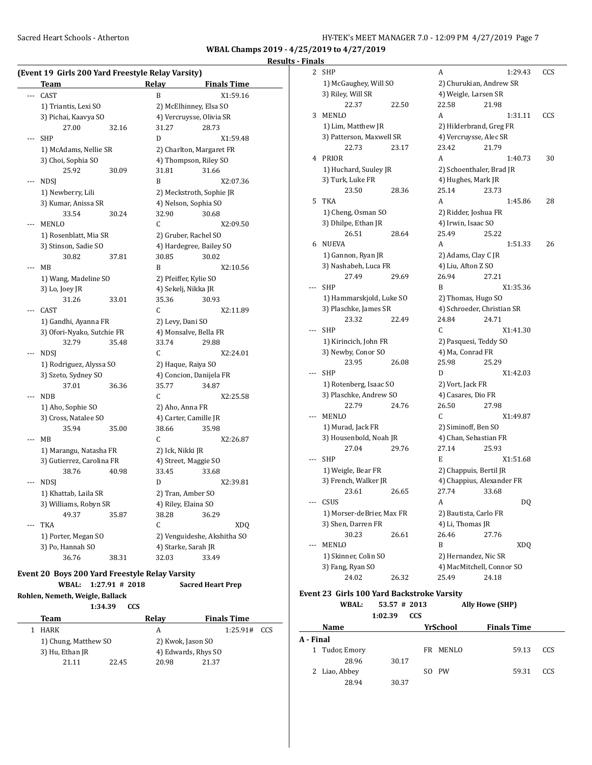## (Event 19 Girls 200 Yard Freestyle Relay Varsity)

| | Team | Relay | Finals Time | |
|---|---|---|---|---|
| --- | CAST | B | X1:59.16 | |
| | 1) Triantis, Lexi SO | 2) McElhinney, Elsa SO | | |
| | 3) Pichai, Kaavya SO | 4) Vercruysse, Olivia SR | | |
| | 27.00 32.16 | 31.27 28.73 | | |
| --- | SHP | D | X1:59.48 | |
| | 1) McAdams, Nellie SR | 2) Charlton, Margaret FR | | |
| | 3) Choi, Sophia SO | 4) Thompson, Riley SO | | |
| | 25.92 30.09 | 31.81 31.66 | | |
| --- | NDSJ | B | X2:07.36 | |
| | 1) Newberry, Lili | 2) Meckstroth, Sophie JR | | |
| | 3) Kumar, Anissa SR | 4) Nelson, Sophia SO | | |
| | 33.54 30.24 | 32.90 30.68 | | |
| --- | MENLO | C | X2:09.50 | |
| | 1) Rosenblatt, Mia SR | 2) Gruber, Rachel SO | | |
| | 3) Stinson, Sadie SO | 4) Hardegree, Bailey SO | | |
| | 30.82 37.81 | 30.85 30.02 | | |
| --- | MB | B | X2:10.56 | |
| | 1) Wang, Madeline SO | 2) Pfeiffer, Kylie SO | | |
| | 3) Lo, Joey JR | 4) Sekelj, Nikka JR | | |
| | 31.26 33.01 | 35.36 30.93 | | |
| --- | CAST | C | X2:11.89 | |
| | 1) Gandhi, Ayanna FR | 2) Levy, Dani SO | | |
| | 3) Ofori-Nyako, Sutchie FR | 4) Monsalve, Bella FR | | |
| | 32.79 35.48 | 33.74 29.88 | | |
| --- | NDSJ | C | X2:24.01 | |
| | 1) Rodriguez, Alyssa SO | 2) Haque, Raiya SO | | |
| | 3) Szeto, Sydney SO | 4) Concion, Danijela FR | | |
| | 37.01 36.36 | 35.77 34.87 | | |
| --- | NDB | C | X2:25.58 | |
| | 1) Aho, Sophie SO | 2) Aho, Anna FR | | |
| | 3) Cross, Natalee SO | 4) Carter, Camille JR | | |
| | 35.94 35.00 | 38.66 35.98 | | |
| --- | MB | C | X2:26.87 | |
| | 1) Marangu, Natasha FR | 2) Ick, Nikki JR | | |
| | 3) Gutierrez, Carolina FR | 4) Street, Maggie SO | | |
| | 38.76 40.98 | 33.45 33.68 | | |
| --- | NDSJ | D | X2:39.81 | |
| | 1) Khattab, Laila SR | 2) Tran, Amber SO | | |
| | 3) Williams, Robyn SR | 4) Riley, Elaina SO | | |
| | 49.37 35.87 | 38.28 36.29 | | |
| --- | TKA | C | XDQ | |
| | 1) Porter, Megan SO | 2) Venguideshe, Akshitha SO | | |
| | 3) Po, Hannah SO | 4) Starke, Sarah JR | | |
| | 36.76 38.31 | 32.03 33.49 | | |

## Event 20 Boys 200 Yard Freestyle Relay Varsity

**WBAL: 1:27.91 # 2018 Sacred Heart Prep**
**Rohlen, Nemeth, Weigle, Ballack**
**1:34.39 CCS**

| | Team | Relay | Finals Time | |
|---|---|---|---|---|
| 1 | HARK | A | 1:25.91# | CCS |
| | 1) Chung, Matthew SO | 2) Kwok, Jason SO | | |
| | 3) Hu, Ethan JR | 4) Edwards, Rhys SO | | |
| | 21.11 22.45 | 20.98 21.37 | | |
| 2 | SHP | A | 1:29.43 | CCS |
| | 1) McGaughey, Will SO | 2) Churukian, Andrew SR | | |
| | 3) Riley, Will SR | 4) Weigle, Larsen SR | | |
| | 22.37 22.50 | 22.58 21.98 | | |
| 3 | MENLO | A | 1:31.11 | CCS |
| | 1) Lim, Matthew JR | 2) Hilderbrand, Greg FR | | |
| | 3) Patterson, Maxwell SR | 4) Vercruysse, Alec SR | | |
| | 22.73 23.17 | 23.42 21.79 | | |
| 4 | PRIOR | A | 1:40.73 | 30 |
| | 1) Huchard, Suuley JR | 2) Schoenthaler, Brad JR | | |
| | 3) Turk, Luke FR | 4) Hughes, Mark JR | | |
| | 23.50 28.36 | 25.14 23.73 | | |
| 5 | TKA | A | 1:45.86 | 28 |
| | 1) Cheng, Osman SO | 2) Ridder, Joshua FR | | |
| | 3) Dhilpe, Ethan JR | 4) Irwin, Isaac SO | | |
| | 26.51 28.64 | 25.49 25.22 | | |
| 6 | NUEVA | A | 1:51.33 | 26 |
| | 1) Gannon, Ryan JR | 2) Adams, Clay C JR | | |
| | 3) Nashabeh, Luca FR | 4) Liu, Afton Z SO | | |
| | 27.49 29.69 | 26.94 27.21 | | |
| --- | SHP | B | X1:35.36 | |
| | 1) Hammarskjold, Luke SO | 2) Thomas, Hugo SO | | |
| | 3) Plaschke, James SR | 4) Schroeder, Christian SR | | |
| | 23.32 22.49 | 24.84 24.71 | | |
| --- | SHP | C | X1:41.30 | |
| | 1) Kirincich, John FR | 2) Pasquesi, Teddy SO | | |
| | 3) Newby, Conor SO | 4) Ma, Conrad FR | | |
| | 23.95 26.08 | 25.98 25.29 | | |
| --- | SHP | D | X1:42.03 | |
| | 1) Rotenberg, Isaac SO | 2) Vort, Jack FR | | |
| | 3) Plaschke, Andrew SO | 4) Casares, Dio FR | | |
| | 22.79 24.76 | 26.50 27.98 | | |
| --- | MENLO | C | X1:49.87 | |
| | 1) Murad, Jack FR | 2) Siminoff, Ben SO | | |
| | 3) Housenbold, Noah JR | 4) Chan, Sebastian FR | | |
| | 27.04 29.76 | 27.14 25.93 | | |
| --- | SHP | E | X1:51.68 | |
| | 1) Weigle, Bear FR | 2) Chappuis, Bertil JR | | |
| | 3) French, Walker JR | 4) Chappius, Alexander FR | | |
| | 23.61 26.65 | 27.74 33.68 | | |
| --- | CSUS | A | DQ | |
| | 1) Morser-deBrier, Max FR | 2) Bautista, Carlo FR | | |
| | 3) Shen, Darren FR | 4) Li, Thomas JR | | |
| | 30.23 26.61 | 26.46 27.76 | | |
| --- | MENLO | B | XDQ | |
| | 1) Skinner, Colin SO | 2) Hernandez, Nic SR | | |
| | 3) Fang, Ryan SO | 4) MacMitchell, Connor SO | | |
| | 24.02 26.32 | 25.49 24.18 | | |

## Event 23 Girls 100 Yard Backstroke Varsity

**WBAL: 53.57 # 2013 Ally Howe (SHP)**
**1:02.39 CCS**

| | Name | Yr | School | Finals Time | |
|---|---|---|---|---|---|
| **A - Final** | | | | | |
| 1 | Tudor, Emory | FR | MENLO | 59.13 | CCS |
| | 28.96 30.17 | | | | |
| 2 | Liao, Abbey | SO | PW | 59.31 | CCS |
| | 28.94 30.37 | | | | |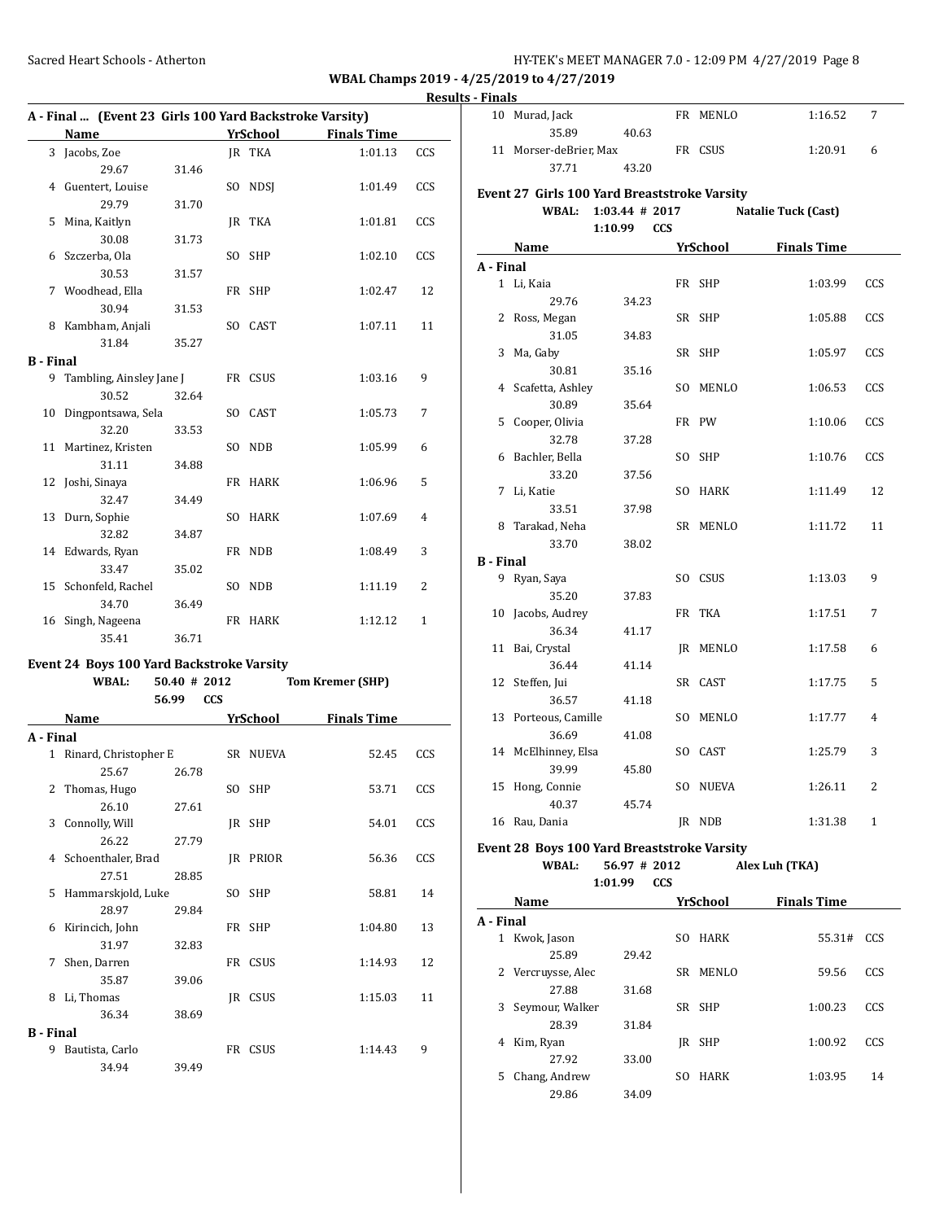**WBAL Champs 2019 - 4/25/2019 to 4/27/2019**

**Results - Finals**

### A - Final ... (Event 23 Girls 100 Yard Backstroke Varsity)

| | Name | Splits | | YrSchool | Finals Time | |
|---|---|---|---|---|---|---|
| 3 | Jacobs, Zoe | 29.67 | 31.46 | JR TKA | 1:01.13 | CCS |
| 4 | Guentert, Louise | 29.79 | 31.70 | SO NDSJ | 1:01.49 | CCS |
| 5 | Mina, Kaitlyn | 30.08 | 31.73 | JR TKA | 1:01.81 | CCS |
| 6 | Szczerba, Ola | 30.53 | 31.57 | SO SHP | 1:02.10 | CCS |
| 7 | Woodhead, Ella | 30.94 | 31.53 | FR SHP | 1:02.47 | 12 |
| 8 | Kambham, Anjali | 31.84 | 35.27 | SO CAST | 1:07.11 | 11 |
| **B - Final** | | | | | | |
| 9 | Tambling, Ainsley Jane J | 30.52 | 32.64 | FR CSUS | 1:03.16 | 9 |
| 10 | Dingpontsawa, Sela | 32.20 | 33.53 | SO CAST | 1:05.73 | 7 |
| 11 | Martinez, Kristen | 31.11 | 34.88 | SO NDB | 1:05.99 | 6 |
| 12 | Joshi, Sinaya | 32.47 | 34.49 | FR HARK | 1:06.96 | 5 |
| 13 | Durn, Sophie | 32.82 | 34.87 | SO HARK | 1:07.69 | 4 |
| 14 | Edwards, Ryan | 33.47 | 35.02 | FR NDB | 1:08.49 | 3 |
| 15 | Schonfeld, Rachel | 34.70 | 36.49 | SO NDB | 1:11.19 | 2 |
| 16 | Singh, Nageena | 35.41 | 36.71 | FR HARK | 1:12.12 | 1 |

### Event 24 Boys 100 Yard Backstroke Varsity

WBAL: 50.40 # 2012 Tom Kremer (SHP)
56.99 CCS

| | Name | Splits | | YrSchool | Finals Time | |
|---|---|---|---|---|---|---|
| **A - Final** | | | | | | |
| 1 | Rinard, Christopher E | 25.67 | 26.78 | SR NUEVA | 52.45 | CCS |
| 2 | Thomas, Hugo | 26.10 | 27.61 | SO SHP | 53.71 | CCS |
| 3 | Connolly, Will | 26.22 | 27.79 | JR SHP | 54.01 | CCS |
| 4 | Schoenthaler, Brad | 27.51 | 28.85 | JR PRIOR | 56.36 | CCS |
| 5 | Hammarskjold, Luke | 28.97 | 29.84 | SO SHP | 58.81 | 14 |
| 6 | Kirincich, John | 31.97 | 32.83 | FR SHP | 1:04.80 | 13 |
| 7 | Shen, Darren | 35.87 | 39.06 | FR CSUS | 1:14.93 | 12 |
| 8 | Li, Thomas | 36.34 | 38.69 | JR CSUS | 1:15.03 | 11 |
| **B - Final** | | | | | | |
| 9 | Bautista, Carlo | 34.94 | 39.49 | FR CSUS | 1:14.43 | 9 |
| 10 | Murad, Jack | 35.89 | 40.63 | FR MENLO | 1:16.52 | 7 |
| 11 | Morser-deBrier, Max | 37.71 | 43.20 | FR CSUS | 1:20.91 | 6 |

### Event 27 Girls 100 Yard Breaststroke Varsity

WBAL: 1:03.44 # 2017 Natalie Tuck (Cast)
1:10.99 CCS

| | Name | Splits | | YrSchool | Finals Time | |
|---|---|---|---|---|---|---|
| **A - Final** | | | | | | |
| 1 | Li, Kaia | 29.76 | 34.23 | FR SHP | 1:03.99 | CCS |
| 2 | Ross, Megan | 31.05 | 34.83 | SR SHP | 1:05.88 | CCS |
| 3 | Ma, Gaby | 30.81 | 35.16 | SR SHP | 1:05.97 | CCS |
| 4 | Scafetta, Ashley | 30.89 | 35.64 | SO MENLO | 1:06.53 | CCS |
| 5 | Cooper, Olivia | 32.78 | 37.28 | FR PW | 1:10.06 | CCS |
| 6 | Bachler, Bella | 33.20 | 37.56 | SO SHP | 1:10.76 | CCS |
| 7 | Li, Katie | 33.51 | 37.98 | SO HARK | 1:11.49 | 12 |
| 8 | Tarakad, Neha | 33.70 | 38.02 | SR MENLO | 1:11.72 | 11 |
| **B - Final** | | | | | | |
| 9 | Ryan, Saya | 35.20 | 37.83 | SO CSUS | 1:13.03 | 9 |
| 10 | Jacobs, Audrey | 36.34 | 41.17 | FR TKA | 1:17.51 | 7 |
| 11 | Bai, Crystal | 36.44 | 41.14 | JR MENLO | 1:17.58 | 6 |
| 12 | Steffen, Jui | 36.57 | 41.18 | SR CAST | 1:17.75 | 5 |
| 13 | Porteous, Camille | 36.69 | 41.08 | SO MENLO | 1:17.77 | 4 |
| 14 | McElhinney, Elsa | 39.99 | 45.80 | SO CAST | 1:25.79 | 3 |
| 15 | Hong, Connie | 40.37 | 45.74 | SO NUEVA | 1:26.11 | 2 |
| 16 | Rau, Dania | | | JR NDB | 1:31.38 | 1 |

### Event 28 Boys 100 Yard Breaststroke Varsity

WBAL: 56.97 # 2012 Alex Luh (TKA)
1:01.99 CCS

| | Name | Splits | | YrSchool | Finals Time | |
|---|---|---|---|---|---|---|
| **A - Final** | | | | | | |
| 1 | Kwok, Jason | 25.89 | 29.42 | SO HARK | 55.31# | CCS |
| 2 | Vercruysse, Alec | 27.88 | 31.68 | SR MENLO | 59.56 | CCS |
| 3 | Seymour, Walker | 28.39 | 31.84 | SR SHP | 1:00.23 | CCS |
| 4 | Kim, Ryan | 27.92 | 33.00 | JR SHP | 1:00.92 | CCS |
| 5 | Chang, Andrew | 29.86 | 34.09 | SO HARK | 1:03.95 | 14 |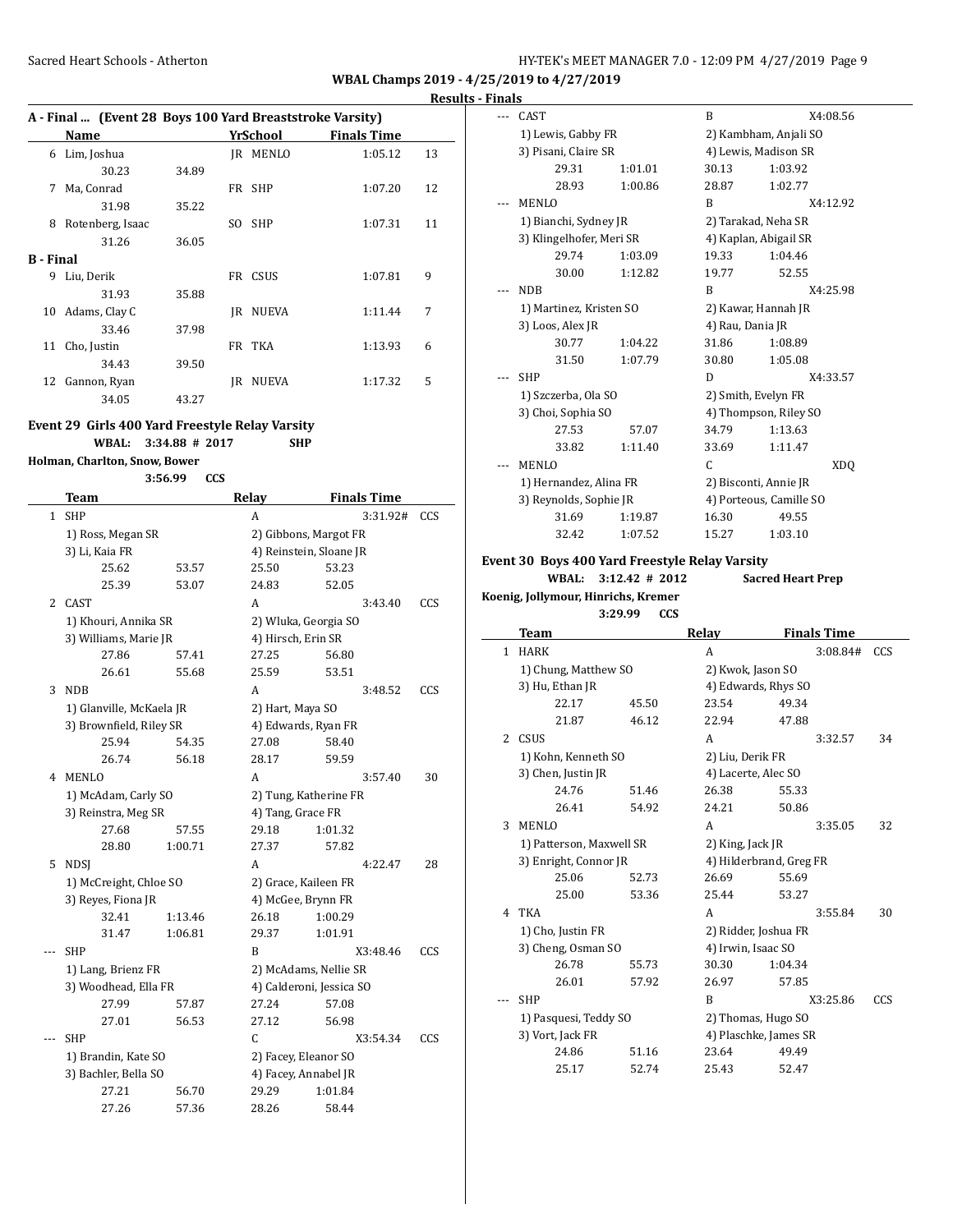**WBAL Champs 2019 - 4/25/2019 to 4/27/2019**

**Results - Finals**

### A - Final ... (Event 28 Boys 100 Yard Breaststroke Varsity)

| | Name | Yr | School | Finals Time | |
|---|---|---|---|---|---|
| 6 | Lim, Joshua | JR | MENLO | 1:05.12 | 13 |
| | 30.23 34.89 | | | | |
| 7 | Ma, Conrad | FR | SHP | 1:07.20 | 12 |
| | 31.98 35.22 | | | | |
| 8 | Rotenberg, Isaac | SO | SHP | 1:07.31 | 11 |
| | 31.26 36.05 | | | | |

**B - Final**

| | Name | Yr | School | Finals Time | |
|---|---|---|---|---|---|
| 9 | Liu, Derik | FR | CSUS | 1:07.81 | 9 |
| | 31.93 35.88 | | | | |
| 10 | Adams, Clay C | JR | NUEVA | 1:11.44 | 7 |
| | 33.46 37.98 | | | | |
| 11 | Cho, Justin | FR | TKA | 1:13.93 | 6 |
| | 34.43 39.50 | | | | |
| 12 | Gannon, Ryan | JR | NUEVA | 1:17.32 | 5 |
| | 34.05 43.27 | | | | |

### Event 29 Girls 400 Yard Freestyle Relay Varsity

WBAL: 3:34.88 # 2017 SHP

Holman, Charlton, Snow, Bower

3:56.99 CCS

| | Team | Relay | Finals Time | |
|---|---|---|---|---|
| 1 | SHP | A | 3:31.92# | CCS |
| | 1) Ross, Megan SR | 2) Gibbons, Margot FR | | |
| | 3) Li, Kaia FR | 4) Reinstein, Sloane JR | | |
| | 25.62 53.57 | 25.50 53.23 | | |
| | 25.39 53.07 | 24.83 52.05 | | |
| 2 | CAST | A | 3:43.40 | CCS |
| | 1) Khouri, Annika SR | 2) Wluka, Georgia SO | | |
| | 3) Williams, Marie JR | 4) Hirsch, Erin SR | | |
| | 27.86 57.41 | 27.25 56.80 | | |
| | 26.61 55.68 | 25.59 53.51 | | |
| 3 | NDB | A | 3:48.52 | CCS |
| | 1) Glanville, McKaela JR | 2) Hart, Maya SO | | |
| | 3) Brownfield, Riley SR | 4) Edwards, Ryan FR | | |
| | 25.94 54.35 | 27.08 58.40 | | |
| | 26.74 56.18 | 28.17 59.59 | | |
| 4 | MENLO | A | 3:57.40 | 30 |
| | 1) McAdam, Carly SO | 2) Tung, Katherine FR | | |
| | 3) Reinstra, Meg SR | 4) Tang, Grace FR | | |
| | 27.68 57.55 | 29.18 1:01.32 | | |
| | 28.80 1:00.71 | 27.37 57.82 | | |
| 5 | NDSJ | A | 4:22.47 | 28 |
| | 1) McCreight, Chloe SO | 2) Grace, Kaileen FR | | |
| | 3) Reyes, Fiona JR | 4) McGee, Brynn FR | | |
| | 32.41 1:13.46 | 26.18 1:00.29 | | |
| | 31.47 1:06.81 | 29.37 1:01.91 | | |
| --- | SHP | B | X3:48.46 | CCS |
| | 1) Lang, Brienz FR | 2) McAdams, Nellie SR | | |
| | 3) Woodhead, Ella FR | 4) Calderoni, Jessica SO | | |
| | 27.99 57.87 | 27.24 57.08 | | |
| | 27.01 56.53 | 27.12 56.98 | | |
| --- | SHP | C | X3:54.34 | CCS |
| | 1) Brandin, Kate SO | 2) Facey, Eleanor SO | | |
| | 3) Bachler, Bella SO | 4) Facey, Annabel JR | | |
| | 27.21 56.70 | 29.29 1:01.84 | | |
| | 27.26 57.36 | 28.26 58.44 | | |
| --- | CAST | B | X4:08.56 | |
| | 1) Lewis, Gabby FR | 2) Kambham, Anjali SO | | |
| | 3) Pisani, Claire SR | 4) Lewis, Madison SR | | |
| | 29.31 1:01.01 | 30.13 1:03.92 | | |
| | 28.93 1:00.86 | 28.87 1:02.77 | | |
| --- | MENLO | B | X4:12.92 | |
| | 1) Bianchi, Sydney JR | 2) Tarakad, Neha SR | | |
| | 3) Klingelhofer, Meri SR | 4) Kaplan, Abigail SR | | |
| | 29.74 1:03.09 | 19.33 1:04.46 | | |
| | 30.00 1:12.82 | 19.77 52.55 | | |
| --- | NDB | B | X4:25.98 | |
| | 1) Martinez, Kristen SO | 2) Kawar, Hannah JR | | |
| | 3) Loos, Alex JR | 4) Rau, Dania JR | | |
| | 30.77 1:04.22 | 31.86 1:08.89 | | |
| | 31.50 1:07.79 | 30.80 1:05.08 | | |
| --- | SHP | D | X4:33.57 | |
| | 1) Szczerba, Ola SO | 2) Smith, Evelyn FR | | |
| | 3) Choi, Sophia SO | 4) Thompson, Riley SO | | |
| | 27.53 57.07 | 34.79 1:13.63 | | |
| | 33.82 1:11.40 | 33.69 1:11.47 | | |
| --- | MENLO | C | XDQ | |
| | 1) Hernandez, Alina FR | 2) Bisconti, Annie JR | | |
| | 3) Reynolds, Sophie JR | 4) Porteous, Camille SO | | |
| | 31.69 1:19.87 | 16.30 49.55 | | |
| | 32.42 1:07.52 | 15.27 1:03.10 | | |

### Event 30 Boys 400 Yard Freestyle Relay Varsity

WBAL: 3:12.42 # 2012 Sacred Heart Prep

Koenig, Jollymour, Hinrichs, Kremer

3:29.99 CCS

| | Team | Relay | Finals Time | |
|---|---|---|---|---|
| 1 | HARK | A | 3:08.84# | CCS |
| | 1) Chung, Matthew SO | 2) Kwok, Jason SO | | |
| | 3) Hu, Ethan JR | 4) Edwards, Rhys SO | | |
| | 22.17 45.50 | 23.54 49.34 | | |
| | 21.87 46.12 | 22.94 47.88 | | |
| 2 | CSUS | A | 3:32.57 | 34 |
| | 1) Kohn, Kenneth SO | 2) Liu, Derik FR | | |
| | 3) Chen, Justin JR | 4) Lacerte, Alec SO | | |
| | 24.76 51.46 | 26.38 55.33 | | |
| | 26.41 54.92 | 24.21 50.86 | | |
| 3 | MENLO | A | 3:35.05 | 32 |
| | 1) Patterson, Maxwell SR | 2) King, Jack JR | | |
| | 3) Enright, Connor JR | 4) Hilderbrand, Greg FR | | |
| | 25.06 52.73 | 26.69 55.69 | | |
| | 25.00 53.36 | 25.44 53.27 | | |
| 4 | TKA | A | 3:55.84 | 30 |
| | 1) Cho, Justin FR | 2) Ridder, Joshua FR | | |
| | 3) Cheng, Osman SO | 4) Irwin, Isaac SO | | |
| | 26.78 55.73 | 30.30 1:04.34 | | |
| | 26.01 57.92 | 26.97 57.85 | | |
| --- | SHP | B | X3:25.86 | CCS |
| | 1) Pasquesi, Teddy SO | 2) Thomas, Hugo SO | | |
| | 3) Vort, Jack FR | 4) Plaschke, James SR | | |
| | 24.86 51.16 | 23.64 49.49 | | |
| | 25.17 52.74 | 25.43 52.47 | | |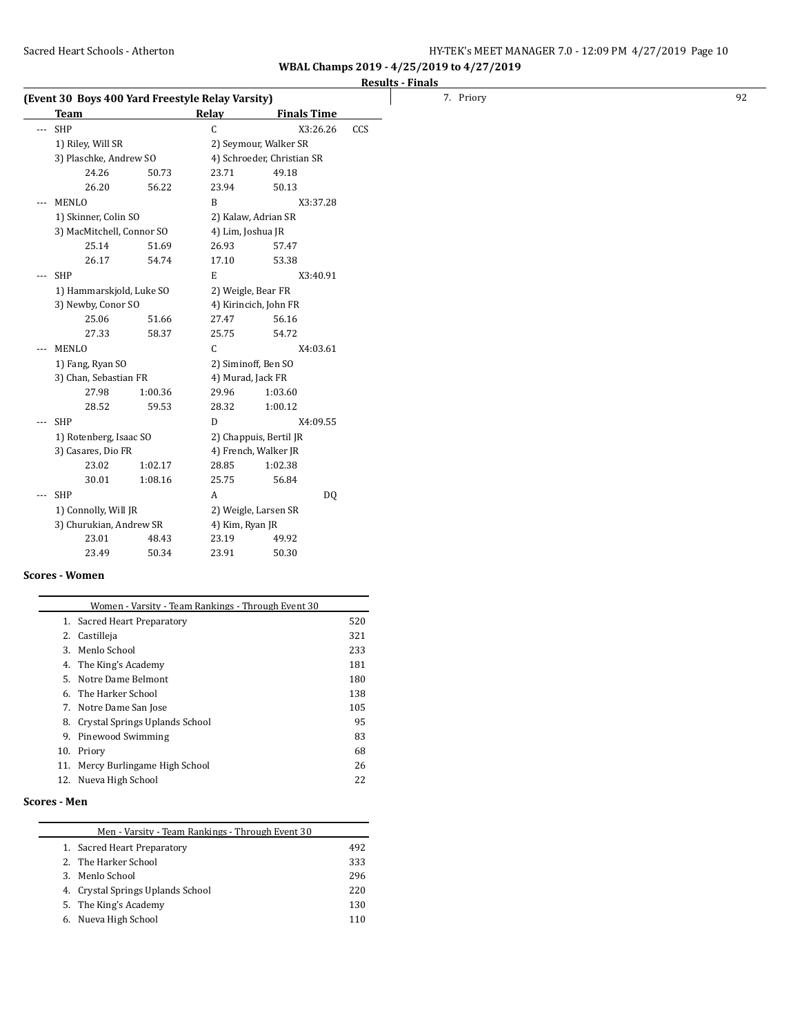**WBAL Champs 2019 - 4/25/2019 to 4/27/2019**

**Results - Finals**

**(Event 30 Boys 400 Yard Freestyle Relay Varsity)**

| | Team | | Relay | Finals Time | |
|---|---|---|---|---|---|
| --- | SHP | | C | X3:26.26 | CCS |
| | 1) Riley, Will SR | | 2) Seymour, Walker SR | | |
| | 3) Plaschke, Andrew SO | | 4) Schroeder, Christian SR | | |
| | 24.26 | 50.73 | 23.71 | 49.18 | |
| | 26.20 | 56.22 | 23.94 | 50.13 | |
| --- | MENLO | | B | X3:37.28 | |
| | 1) Skinner, Colin SO | | 2) Kalaw, Adrian SR | | |
| | 3) MacMitchell, Connor SO | | 4) Lim, Joshua JR | | |
| | 25.14 | 51.69 | 26.93 | 57.47 | |
| | 26.17 | 54.74 | 17.10 | 53.38 | |
| --- | SHP | | E | X3:40.91 | |
| | 1) Hammarskjold, Luke SO | | 2) Weigle, Bear FR | | |
| | 3) Newby, Conor SO | | 4) Kirincich, John FR | | |
| | 25.06 | 51.66 | 27.47 | 56.16 | |
| | 27.33 | 58.37 | 25.75 | 54.72 | |
| --- | MENLO | | C | X4:03.61 | |
| | 1) Fang, Ryan SO | | 2) Siminoff, Ben SO | | |
| | 3) Chan, Sebastian FR | | 4) Murad, Jack FR | | |
| | 27.98 | 1:00.36 | 29.96 | 1:03.60 | |
| | 28.52 | 59.53 | 28.32 | 1:00.12 | |
| --- | SHP | | D | X4:09.55 | |
| | 1) Rotenberg, Isaac SO | | 2) Chappuis, Bertil JR | | |
| | 3) Casares, Dio FR | | 4) French, Walker JR | | |
| | 23.02 | 1:02.17 | 28.85 | 1:02.38 | |
| | 30.01 | 1:08.16 | 25.75 | 56.84 | |
| --- | SHP | | A | DQ | |
| | 1) Connolly, Will JR | | 2) Weigle, Larsen SR | | |
| | 3) Churukian, Andrew SR | | 4) Kim, Ryan JR | | |
| | 23.01 | 48.43 | 23.19 | 49.92 | |
| | 23.49 | 50.34 | 23.91 | 50.30 | |

### Scores - Women

Women - Varsity - Team Rankings - Through Event 30

| | | |
|---|---|---|
| 1. | Sacred Heart Preparatory | 520 |
| 2. | Castilleja | 321 |
| 3. | Menlo School | 233 |
| 4. | The King's Academy | 181 |
| 5. | Notre Dame Belmont | 180 |
| 6. | The Harker School | 138 |
| 7. | Notre Dame San Jose | 105 |
| 8. | Crystal Springs Uplands School | 95 |
| 9. | Pinewood Swimming | 83 |
| 10. | Priory | 68 |
| 11. | Mercy Burlingame High School | 26 |
| 12. | Nueva High School | 22 |

### Scores - Men

Men - Varsity - Team Rankings - Through Event 30

| | | |
|---|---|---|
| 1. | Sacred Heart Preparatory | 492 |
| 2. | The Harker School | 333 |
| 3. | Menlo School | 296 |
| 4. | Crystal Springs Uplands School | 220 |
| 5. | The King's Academy | 130 |
| 6. | Nueva High School | 110 |
| 7. | Priory | 92 |